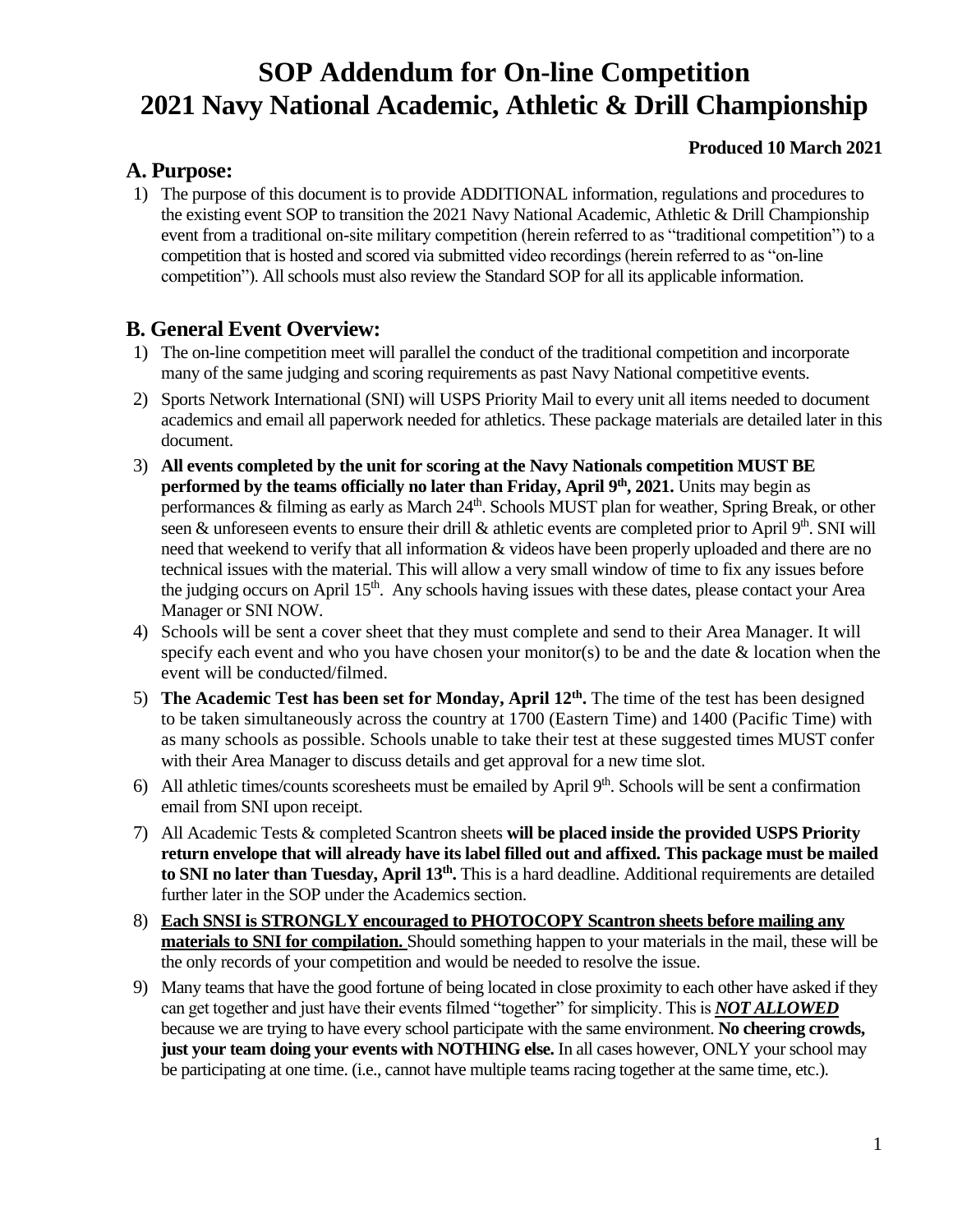# SOP Addendum for On-line Competition
# 2021 Navy National Academic, Athletic & Drill Championship

**Produced 10 March 2021**

## A. Purpose:

1) The purpose of this document is to provide ADDITIONAL information, regulations and procedures to the existing event SOP to transition the 2021 Navy National Academic, Athletic & Drill Championship event from a traditional on-site military competition (herein referred to as "traditional competition") to a competition that is hosted and scored via submitted video recordings (herein referred to as "on-line competition"). All schools must also review the Standard SOP for all its applicable information.

## B. General Event Overview:

1) The on-line competition meet will parallel the conduct of the traditional competition and incorporate many of the same judging and scoring requirements as past Navy National competitive events.
2) Sports Network International (SNI) will USPS Priority Mail to every unit all items needed to document academics and email all paperwork needed for athletics. These package materials are detailed later in this document.
3) **All events completed by the unit for scoring at the Navy Nationals competition MUST BE performed by the teams officially no later than Friday, April 9th, 2021.** Units may begin as performances & filming as early as March 24th. Schools MUST plan for weather, Spring Break, or other seen & unforeseen events to ensure their drill & athletic events are completed prior to April 9th. SNI will need that weekend to verify that all information & videos have been properly uploaded and there are no technical issues with the material. This will allow a very small window of time to fix any issues before the judging occurs on April 15th. Any schools having issues with these dates, please contact your Area Manager or SNI NOW.
4) Schools will be sent a cover sheet that they must complete and send to their Area Manager. It will specify each event and who you have chosen your monitor(s) to be and the date & location when the event will be conducted/filmed.
5) **The Academic Test has been set for Monday, April 12th.** The time of the test has been designed to be taken simultaneously across the country at 1700 (Eastern Time) and 1400 (Pacific Time) with as many schools as possible. Schools unable to take their test at these suggested times MUST confer with their Area Manager to discuss details and get approval for a new time slot.
6) All athletic times/counts scoresheets must be emailed by April 9th. Schools will be sent a confirmation email from SNI upon receipt.
7) All Academic Tests & completed Scantron sheets **will be placed inside the provided USPS Priority return envelope that will already have its label filled out and affixed. This package must be mailed to SNI no later than Tuesday, April 13th.** This is a hard deadline. Additional requirements are detailed further later in the SOP under the Academics section.
8) **Each SNSI is STRONGLY encouraged to PHOTOCOPY Scantron sheets before mailing any materials to SNI for compilation.** Should something happen to your materials in the mail, these will be the only records of your competition and would be needed to resolve the issue.
9) Many teams that have the good fortune of being located in close proximity to each other have asked if they can get together and just have their events filmed "together" for simplicity. This is ***NOT ALLOWED*** because we are trying to have every school participate with the same environment. **No cheering crowds, just your team doing your events with NOTHING else.** In all cases however, ONLY your school may be participating at one time. (i.e., cannot have multiple teams racing together at the same time, etc.).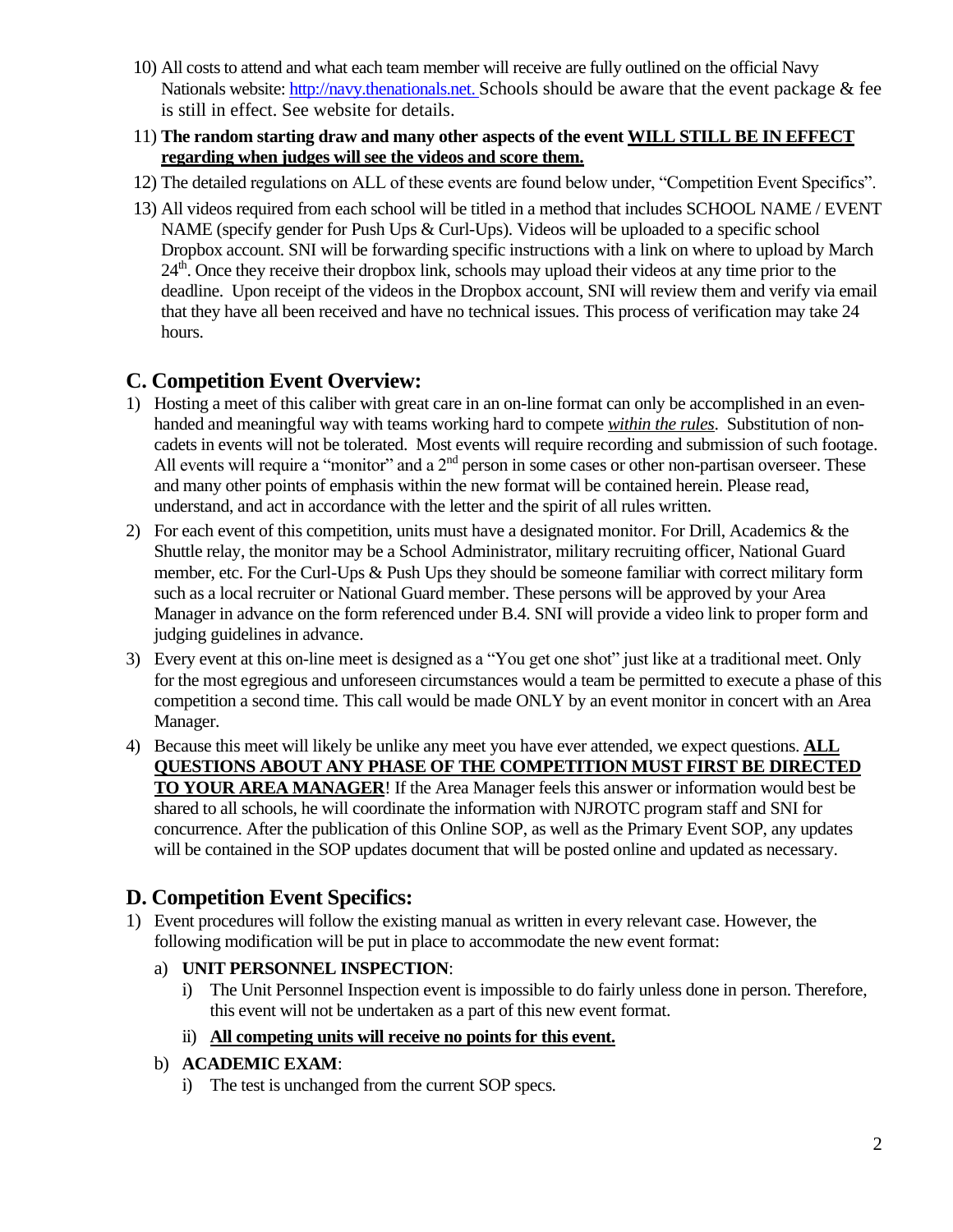10) All costs to attend and what each team member will receive are fully outlined on the official Navy Nationals website: [http://navy.thenationals.net.](http://navy.thenationals.net.) Schools should be aware that the event package & fee is still in effect. See website for details.

11) **The random starting draw and many other aspects of the event <u>WILL STILL BE IN EFFECT regarding when judges will see the videos and score them.</u>**

12) The detailed regulations on ALL of these events are found below under, "Competition Event Specifics".

13) All videos required from each school will be titled in a method that includes SCHOOL NAME / EVENT NAME (specify gender for Push Ups & Curl-Ups). Videos will be uploaded to a specific school Dropbox account. SNI will be forwarding specific instructions with a link on where to upload by March 24th. Once they receive their dropbox link, schools may upload their videos at any time prior to the deadline. Upon receipt of the videos in the Dropbox account, SNI will review them and verify via email that they have all been received and have no technical issues. This process of verification may take 24 hours.

## C. Competition Event Overview:

1) Hosting a meet of this caliber with great care in an on-line format can only be accomplished in an even-handed and meaningful way with teams working hard to compete ***<u>within the rules</u>***. Substitution of non-cadets in events will not be tolerated. Most events will require recording and submission of such footage. All events will require a "monitor" and a 2nd person in some cases or other non-partisan overseer. These and many other points of emphasis within the new format will be contained herein. Please read, understand, and act in accordance with the letter and the spirit of all rules written.

2) For each event of this competition, units must have a designated monitor. For Drill, Academics & the Shuttle relay, the monitor may be a School Administrator, military recruiting officer, National Guard member, etc. For the Curl-Ups & Push Ups they should be someone familiar with correct military form such as a local recruiter or National Guard member. These persons will be approved by your Area Manager in advance on the form referenced under B.4. SNI will provide a video link to proper form and judging guidelines in advance.

3) Every event at this on-line meet is designed as a "You get one shot" just like at a traditional meet. Only for the most egregious and unforeseen circumstances would a team be permitted to execute a phase of this competition a second time. This call would be made ONLY by an event monitor in concert with an Area Manager.

4) Because this meet will likely be unlike any meet you have ever attended, we expect questions. **<u>ALL QUESTIONS ABOUT ANY PHASE OF THE COMPETITION MUST FIRST BE DIRECTED TO YOUR AREA MANAGER</u>**! If the Area Manager feels this answer or information would best be shared to all schools, he will coordinate the information with NJROTC program staff and SNI for concurrence. After the publication of this Online SOP, as well as the Primary Event SOP, any updates will be contained in the SOP updates document that will be posted online and updated as necessary.

## D. Competition Event Specifics:

1) Event procedures will follow the existing manual as written in every relevant case. However, the following modification will be put in place to accommodate the new event format:

   a) **UNIT PERSONNEL INSPECTION**:

      i) The Unit Personnel Inspection event is impossible to do fairly unless done in person. Therefore, this event will not be undertaken as a part of this new event format.

      ii) **<u>All competing units will receive no points for this event.</u>**

   b) **ACADEMIC EXAM**:

      i) The test is unchanged from the current SOP specs.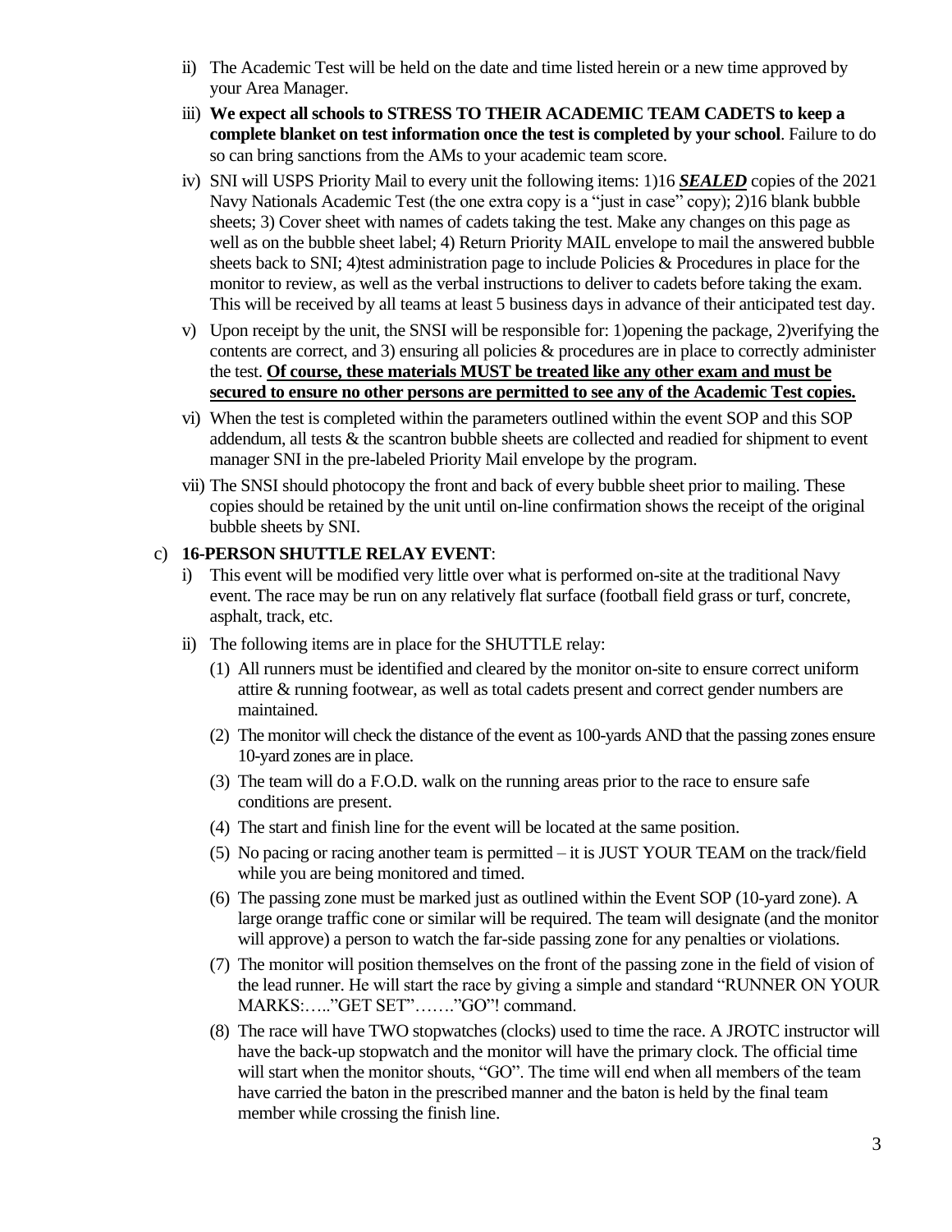ii) The Academic Test will be held on the date and time listed herein or a new time approved by your Area Manager.

iii) **We expect all schools to STRESS TO THEIR ACADEMIC TEAM CADETS to keep a complete blanket on test information once the test is completed by your school**. Failure to do so can bring sanctions from the AMs to your academic team score.

iv) SNI will USPS Priority Mail to every unit the following items: 1)16 ***SEALED*** copies of the 2021 Navy Nationals Academic Test (the one extra copy is a "just in case" copy); 2)16 blank bubble sheets; 3) Cover sheet with names of cadets taking the test. Make any changes on this page as well as on the bubble sheet label; 4) Return Priority MAIL envelope to mail the answered bubble sheets back to SNI; 4)test administration page to include Policies & Procedures in place for the monitor to review, as well as the verbal instructions to deliver to cadets before taking the exam. This will be received by all teams at least 5 business days in advance of their anticipated test day.

v) Upon receipt by the unit, the SNSI will be responsible for: 1)opening the package, 2)verifying the contents are correct, and 3) ensuring all policies & procedures are in place to correctly administer the test. **Of course, these materials MUST be treated like any other exam and must be secured to ensure no other persons are permitted to see any of the Academic Test copies.**

vi) When the test is completed within the parameters outlined within the event SOP and this SOP addendum, all tests & the scantron bubble sheets are collected and readied for shipment to event manager SNI in the pre-labeled Priority Mail envelope by the program.

vii) The SNSI should photocopy the front and back of every bubble sheet prior to mailing. These copies should be retained by the unit until on-line confirmation shows the receipt of the original bubble sheets by SNI.

c) **16-PERSON SHUTTLE RELAY EVENT**:

i) This event will be modified very little over what is performed on-site at the traditional Navy event. The race may be run on any relatively flat surface (football field grass or turf, concrete, asphalt, track, etc.

ii) The following items are in place for the SHUTTLE relay:

(1) All runners must be identified and cleared by the monitor on-site to ensure correct uniform attire & running footwear, as well as total cadets present and correct gender numbers are maintained.

(2) The monitor will check the distance of the event as 100-yards AND that the passing zones ensure 10-yard zones are in place.

(3) The team will do a F.O.D. walk on the running areas prior to the race to ensure safe conditions are present.

(4) The start and finish line for the event will be located at the same position.

(5) No pacing or racing another team is permitted – it is JUST YOUR TEAM on the track/field while you are being monitored and timed.

(6) The passing zone must be marked just as outlined within the Event SOP (10-yard zone). A large orange traffic cone or similar will be required. The team will designate (and the monitor will approve) a person to watch the far-side passing zone for any penalties or violations.

(7) The monitor will position themselves on the front of the passing zone in the field of vision of the lead runner. He will start the race by giving a simple and standard "RUNNER ON YOUR MARKS:….."GET SET"……."GO"! command.

(8) The race will have TWO stopwatches (clocks) used to time the race. A JROTC instructor will have the back-up stopwatch and the monitor will have the primary clock. The official time will start when the monitor shouts, "GO". The time will end when all members of the team have carried the baton in the prescribed manner and the baton is held by the final team member while crossing the finish line.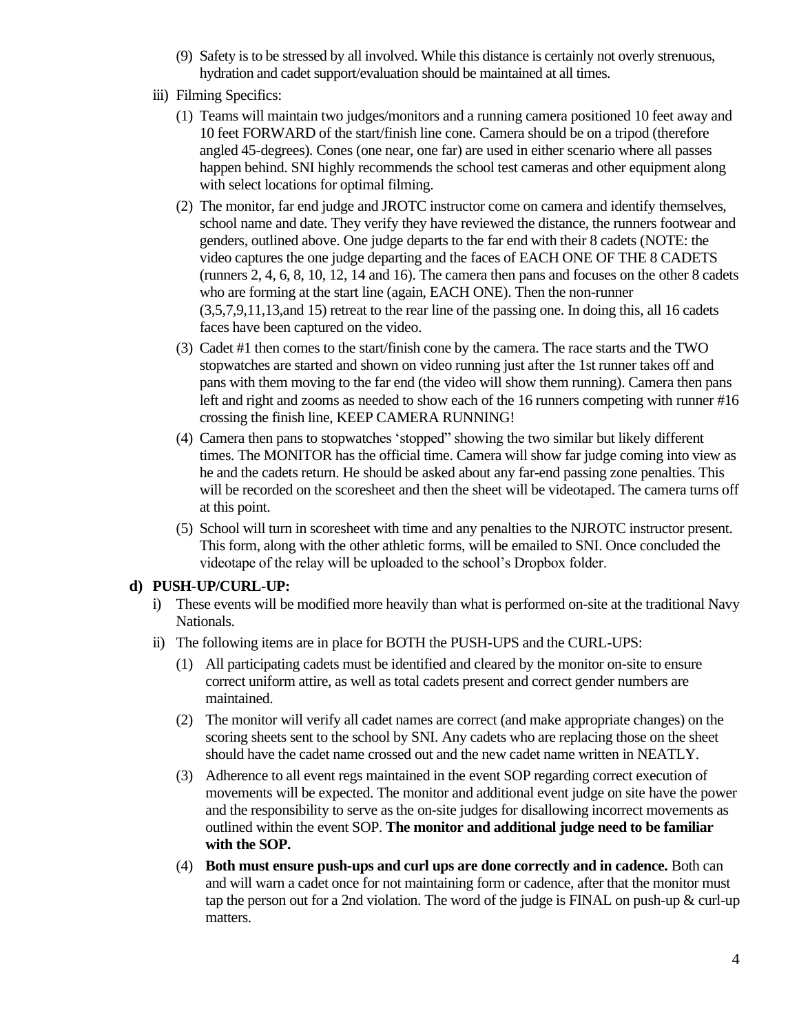(9) Safety is to be stressed by all involved. While this distance is certainly not overly strenuous, hydration and cadet support/evaluation should be maintained at all times.

iii) Filming Specifics:

(1) Teams will maintain two judges/monitors and a running camera positioned 10 feet away and 10 feet FORWARD of the start/finish line cone. Camera should be on a tripod (therefore angled 45-degrees). Cones (one near, one far) are used in either scenario where all passes happen behind. SNI highly recommends the school test cameras and other equipment along with select locations for optimal filming.

(2) The monitor, far end judge and JROTC instructor come on camera and identify themselves, school name and date. They verify they have reviewed the distance, the runners footwear and genders, outlined above. One judge departs to the far end with their 8 cadets (NOTE: the video captures the one judge departing and the faces of EACH ONE OF THE 8 CADETS (runners 2, 4, 6, 8, 10, 12, 14 and 16). The camera then pans and focuses on the other 8 cadets who are forming at the start line (again, EACH ONE). Then the non-runner (3,5,7,9,11,13,and 15) retreat to the rear line of the passing one. In doing this, all 16 cadets faces have been captured on the video.

(3) Cadet #1 then comes to the start/finish cone by the camera. The race starts and the TWO stopwatches are started and shown on video running just after the 1st runner takes off and pans with them moving to the far end (the video will show them running). Camera then pans left and right and zooms as needed to show each of the 16 runners competing with runner #16 crossing the finish line, KEEP CAMERA RUNNING!

(4) Camera then pans to stopwatches 'stopped" showing the two similar but likely different times. The MONITOR has the official time. Camera will show far judge coming into view as he and the cadets return. He should be asked about any far-end passing zone penalties. This will be recorded on the scoresheet and then the sheet will be videotaped. The camera turns off at this point.

(5) School will turn in scoresheet with time and any penalties to the NJROTC instructor present. This form, along with the other athletic forms, will be emailed to SNI. Once concluded the videotape of the relay will be uploaded to the school's Dropbox folder.

**d) PUSH-UP/CURL-UP:**

i) These events will be modified more heavily than what is performed on-site at the traditional Navy Nationals.

ii) The following items are in place for BOTH the PUSH-UPS and the CURL-UPS:

(1) All participating cadets must be identified and cleared by the monitor on-site to ensure correct uniform attire, as well as total cadets present and correct gender numbers are maintained.

(2) The monitor will verify all cadet names are correct (and make appropriate changes) on the scoring sheets sent to the school by SNI. Any cadets who are replacing those on the sheet should have the cadet name crossed out and the new cadet name written in NEATLY.

(3) Adherence to all event regs maintained in the event SOP regarding correct execution of movements will be expected. The monitor and additional event judge on site have the power and the responsibility to serve as the on-site judges for disallowing incorrect movements as outlined within the event SOP. **The monitor and additional judge need to be familiar with the SOP.**

(4) **Both must ensure push-ups and curl ups are done correctly and in cadence.** Both can and will warn a cadet once for not maintaining form or cadence, after that the monitor must tap the person out for a 2nd violation. The word of the judge is FINAL on push-up & curl-up matters.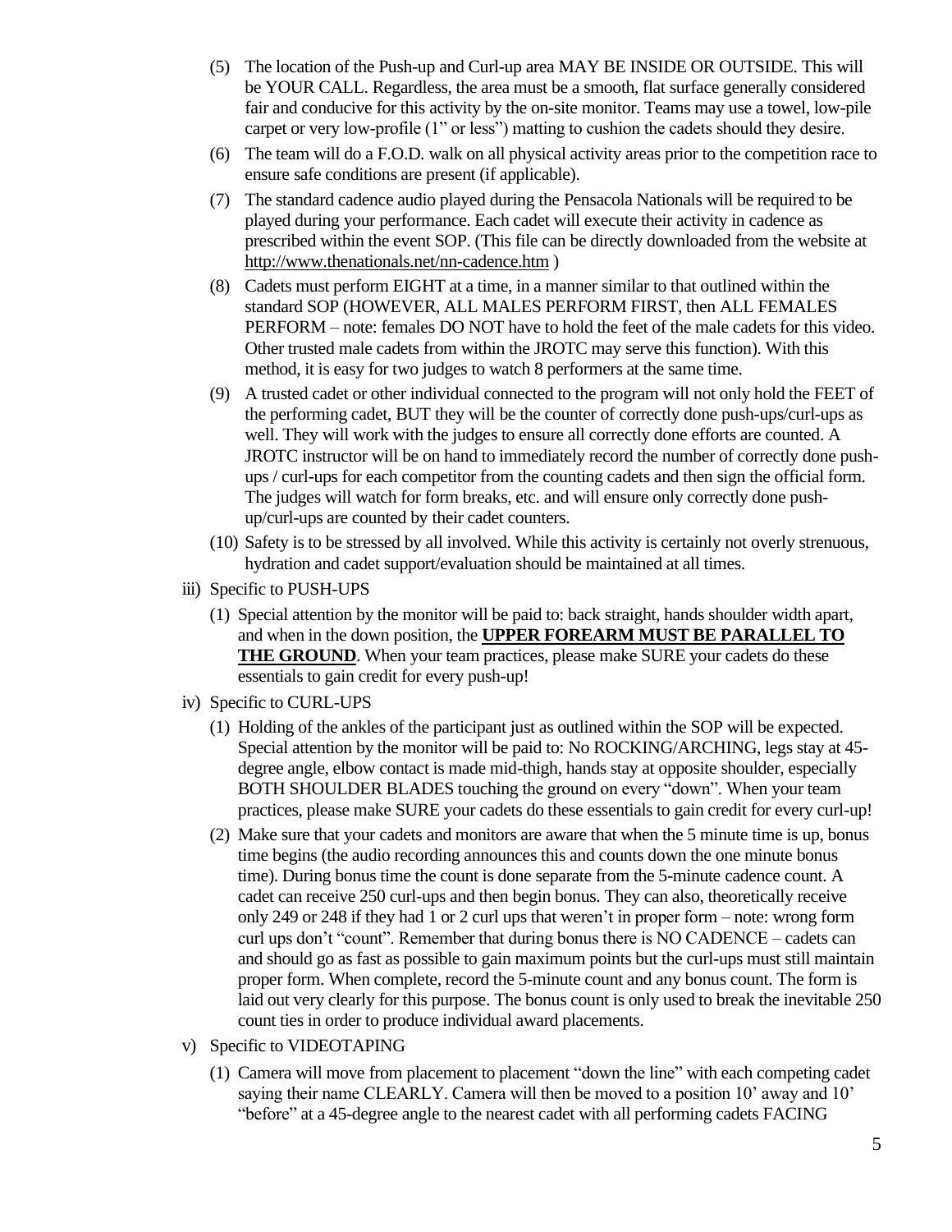(5) The location of the Push-up and Curl-up area MAY BE INSIDE OR OUTSIDE. This will be YOUR CALL. Regardless, the area must be a smooth, flat surface generally considered fair and conducive for this activity by the on-site monitor. Teams may use a towel, low-pile carpet or very low-profile (1" or less") matting to cushion the cadets should they desire.

(6) The team will do a F.O.D. walk on all physical activity areas prior to the competition race to ensure safe conditions are present (if applicable).

(7) The standard cadence audio played during the Pensacola Nationals will be required to be played during your performance. Each cadet will execute their activity in cadence as prescribed within the event SOP. (This file can be directly downloaded from the website at http://www.thenationals.net/nn-cadence.htm )

(8) Cadets must perform EIGHT at a time, in a manner similar to that outlined within the standard SOP (HOWEVER, ALL MALES PERFORM FIRST, then ALL FEMALES PERFORM – note: females DO NOT have to hold the feet of the male cadets for this video. Other trusted male cadets from within the JROTC may serve this function). With this method, it is easy for two judges to watch 8 performers at the same time.

(9) A trusted cadet or other individual connected to the program will not only hold the FEET of the performing cadet, BUT they will be the counter of correctly done push-ups/curl-ups as well. They will work with the judges to ensure all correctly done efforts are counted. A JROTC instructor will be on hand to immediately record the number of correctly done push-ups / curl-ups for each competitor from the counting cadets and then sign the official form. The judges will watch for form breaks, etc. and will ensure only correctly done push-up/curl-ups are counted by their cadet counters.

(10) Safety is to be stressed by all involved. While this activity is certainly not overly strenuous, hydration and cadet support/evaluation should be maintained at all times.

iii) Specific to PUSH-UPS

(1) Special attention by the monitor will be paid to: back straight, hands shoulder width apart, and when in the down position, the **UPPER FOREARM MUST BE PARALLEL TO THE GROUND**. When your team practices, please make SURE your cadets do these essentials to gain credit for every push-up!

iv) Specific to CURL-UPS

(1) Holding of the ankles of the participant just as outlined within the SOP will be expected. Special attention by the monitor will be paid to: No ROCKING/ARCHING, legs stay at 45-degree angle, elbow contact is made mid-thigh, hands stay at opposite shoulder, especially BOTH SHOULDER BLADES touching the ground on every "down". When your team practices, please make SURE your cadets do these essentials to gain credit for every curl-up!

(2) Make sure that your cadets and monitors are aware that when the 5 minute time is up, bonus time begins (the audio recording announces this and counts down the one minute bonus time). During bonus time the count is done separate from the 5-minute cadence count. A cadet can receive 250 curl-ups and then begin bonus. They can also, theoretically receive only 249 or 248 if they had 1 or 2 curl ups that weren't in proper form – note: wrong form curl ups don't "count". Remember that during bonus there is NO CADENCE – cadets can and should go as fast as possible to gain maximum points but the curl-ups must still maintain proper form. When complete, record the 5-minute count and any bonus count. The form is laid out very clearly for this purpose. The bonus count is only used to break the inevitable 250 count ties in order to produce individual award placements.

v) Specific to VIDEOTAPING

(1) Camera will move from placement to placement "down the line" with each competing cadet saying their name CLEARLY. Camera will then be moved to a position 10' away and 10' "before" at a 45-degree angle to the nearest cadet with all performing cadets FACING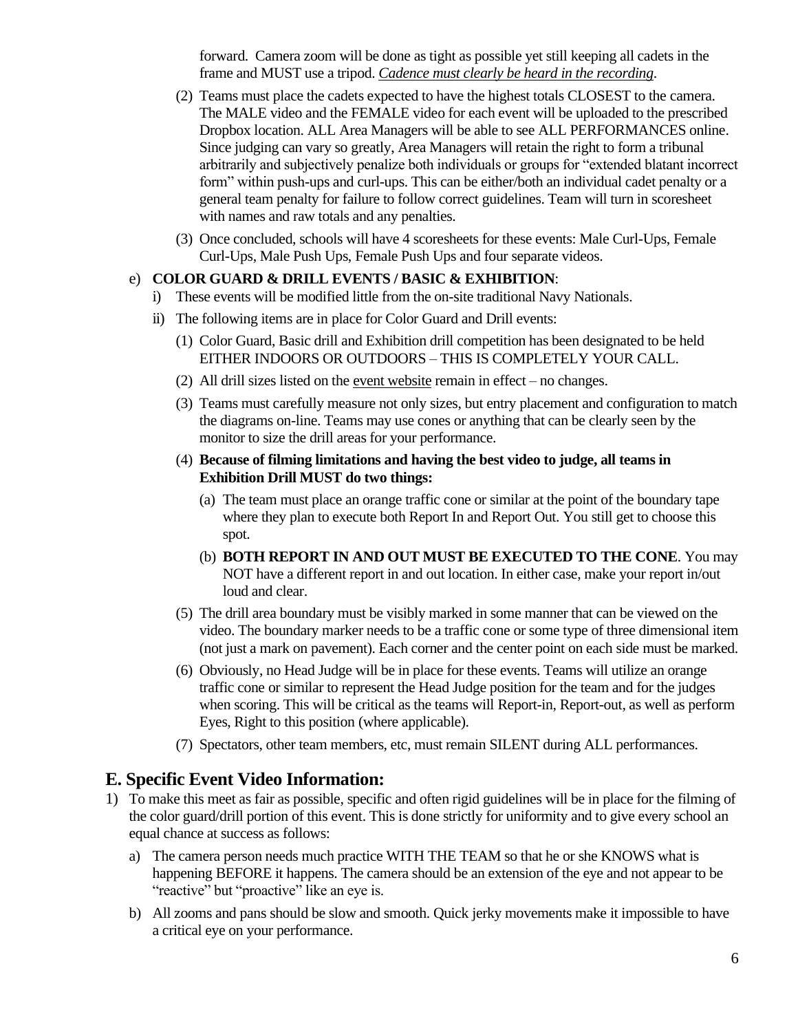forward. Camera zoom will be done as tight as possible yet still keeping all cadets in the frame and MUST use a tripod. *Cadence must clearly be heard in the recording*.

(2) Teams must place the cadets expected to have the highest totals CLOSEST to the camera. The MALE video and the FEMALE video for each event will be uploaded to the prescribed Dropbox location. ALL Area Managers will be able to see ALL PERFORMANCES online. Since judging can vary so greatly, Area Managers will retain the right to form a tribunal arbitrarily and subjectively penalize both individuals or groups for "extended blatant incorrect form" within push-ups and curl-ups. This can be either/both an individual cadet penalty or a general team penalty for failure to follow correct guidelines. Team will turn in scoresheet with names and raw totals and any penalties.

(3) Once concluded, schools will have 4 scoresheets for these events: Male Curl-Ups, Female Curl-Ups, Male Push Ups, Female Push Ups and four separate videos.

e) **COLOR GUARD & DRILL EVENTS / BASIC & EXHIBITION**:

i) These events will be modified little from the on-site traditional Navy Nationals.

ii) The following items are in place for Color Guard and Drill events:

(1) Color Guard, Basic drill and Exhibition drill competition has been designated to be held EITHER INDOORS OR OUTDOORS – THIS IS COMPLETELY YOUR CALL.

(2) All drill sizes listed on the event website remain in effect – no changes.

(3) Teams must carefully measure not only sizes, but entry placement and configuration to match the diagrams on-line. Teams may use cones or anything that can be clearly seen by the monitor to size the drill areas for your performance.

(4) **Because of filming limitations and having the best video to judge, all teams in Exhibition Drill MUST do two things:**

(a) The team must place an orange traffic cone or similar at the point of the boundary tape where they plan to execute both Report In and Report Out. You still get to choose this spot.

(b) **BOTH REPORT IN AND OUT MUST BE EXECUTED TO THE CONE**. You may NOT have a different report in and out location. In either case, make your report in/out loud and clear.

(5) The drill area boundary must be visibly marked in some manner that can be viewed on the video. The boundary marker needs to be a traffic cone or some type of three dimensional item (not just a mark on pavement). Each corner and the center point on each side must be marked.

(6) Obviously, no Head Judge will be in place for these events. Teams will utilize an orange traffic cone or similar to represent the Head Judge position for the team and for the judges when scoring. This will be critical as the teams will Report-in, Report-out, as well as perform Eyes, Right to this position (where applicable).

(7) Spectators, other team members, etc, must remain SILENT during ALL performances.

## E. Specific Event Video Information:

1) To make this meet as fair as possible, specific and often rigid guidelines will be in place for the filming of the color guard/drill portion of this event. This is done strictly for uniformity and to give every school an equal chance at success as follows:

a) The camera person needs much practice WITH THE TEAM so that he or she KNOWS what is happening BEFORE it happens. The camera should be an extension of the eye and not appear to be "reactive" but "proactive" like an eye is.

b) All zooms and pans should be slow and smooth. Quick jerky movements make it impossible to have a critical eye on your performance.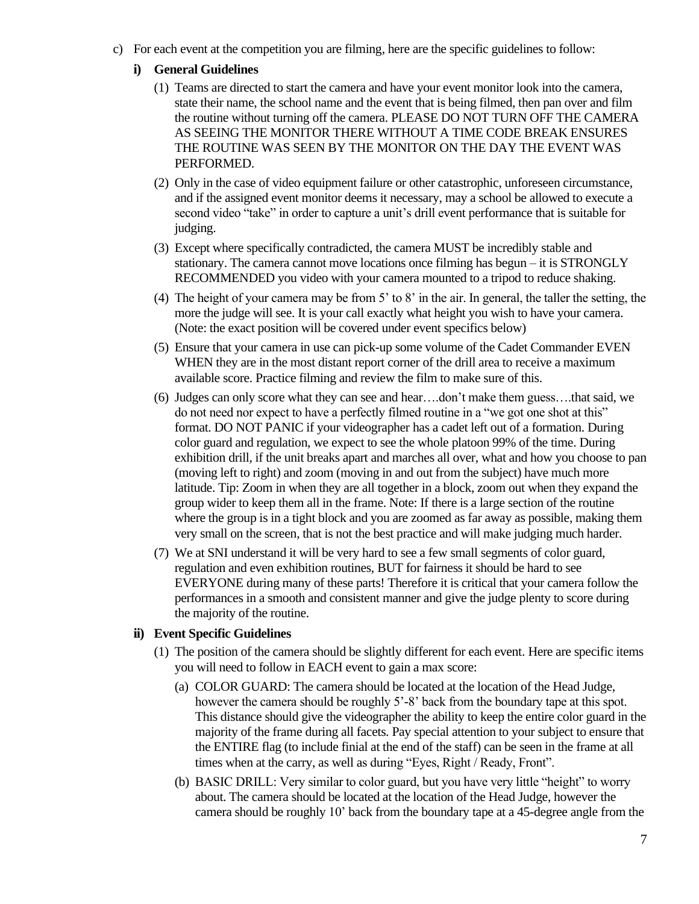c) For each event at the competition you are filming, here are the specific guidelines to follow:

**i) General Guidelines**

(1) Teams are directed to start the camera and have your event monitor look into the camera, state their name, the school name and the event that is being filmed, then pan over and film the routine without turning off the camera. PLEASE DO NOT TURN OFF THE CAMERA AS SEEING THE MONITOR THERE WITHOUT A TIME CODE BREAK ENSURES THE ROUTINE WAS SEEN BY THE MONITOR ON THE DAY THE EVENT WAS PERFORMED.

(2) Only in the case of video equipment failure or other catastrophic, unforeseen circumstance, and if the assigned event monitor deems it necessary, may a school be allowed to execute a second video "take" in order to capture a unit's drill event performance that is suitable for judging.

(3) Except where specifically contradicted, the camera MUST be incredibly stable and stationary. The camera cannot move locations once filming has begun – it is STRONGLY RECOMMENDED you video with your camera mounted to a tripod to reduce shaking.

(4) The height of your camera may be from 5' to 8' in the air. In general, the taller the setting, the more the judge will see. It is your call exactly what height you wish to have your camera. (Note: the exact position will be covered under event specifics below)

(5) Ensure that your camera in use can pick-up some volume of the Cadet Commander EVEN WHEN they are in the most distant report corner of the drill area to receive a maximum available score. Practice filming and review the film to make sure of this.

(6) Judges can only score what they can see and hear….don't make them guess….that said, we do not need nor expect to have a perfectly filmed routine in a "we got one shot at this" format. DO NOT PANIC if your videographer has a cadet left out of a formation. During color guard and regulation, we expect to see the whole platoon 99% of the time. During exhibition drill, if the unit breaks apart and marches all over, what and how you choose to pan (moving left to right) and zoom (moving in and out from the subject) have much more latitude. Tip: Zoom in when they are all together in a block, zoom out when they expand the group wider to keep them all in the frame. Note: If there is a large section of the routine where the group is in a tight block and you are zoomed as far away as possible, making them very small on the screen, that is not the best practice and will make judging much harder.

(7) We at SNI understand it will be very hard to see a few small segments of color guard, regulation and even exhibition routines, BUT for fairness it should be hard to see EVERYONE during many of these parts! Therefore it is critical that your camera follow the performances in a smooth and consistent manner and give the judge plenty to score during the majority of the routine.

**ii) Event Specific Guidelines**

(1) The position of the camera should be slightly different for each event. Here are specific items you will need to follow in EACH event to gain a max score:

(a) COLOR GUARD: The camera should be located at the location of the Head Judge, however the camera should be roughly 5'-8' back from the boundary tape at this spot. This distance should give the videographer the ability to keep the entire color guard in the majority of the frame during all facets. Pay special attention to your subject to ensure that the ENTIRE flag (to include finial at the end of the staff) can be seen in the frame at all times when at the carry, as well as during "Eyes, Right / Ready, Front".

(b) BASIC DRILL: Very similar to color guard, but you have very little "height" to worry about. The camera should be located at the location of the Head Judge, however the camera should be roughly 10' back from the boundary tape at a 45-degree angle from the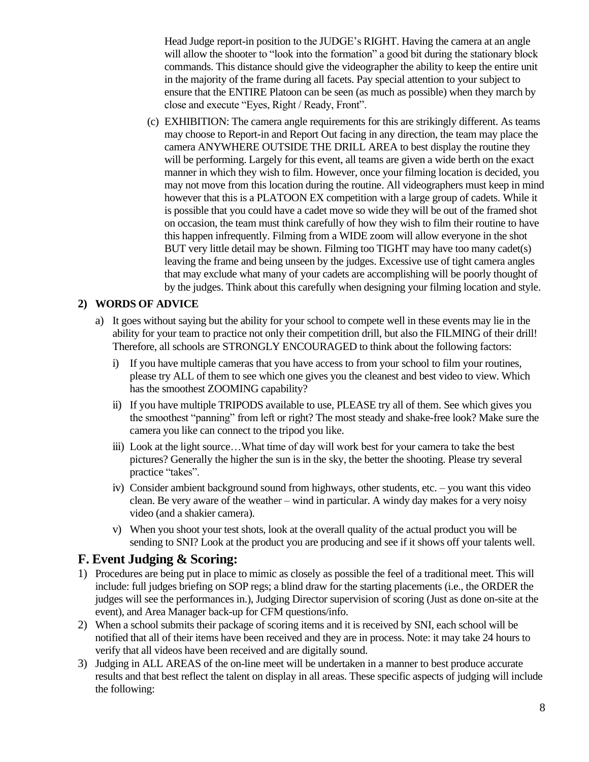Head Judge report-in position to the JUDGE's RIGHT. Having the camera at an angle will allow the shooter to "look into the formation" a good bit during the stationary block commands. This distance should give the videographer the ability to keep the entire unit in the majority of the frame during all facets. Pay special attention to your subject to ensure that the ENTIRE Platoon can be seen (as much as possible) when they march by close and execute "Eyes, Right / Ready, Front".

(c) EXHIBITION: The camera angle requirements for this are strikingly different. As teams may choose to Report-in and Report Out facing in any direction, the team may place the camera ANYWHERE OUTSIDE THE DRILL AREA to best display the routine they will be performing. Largely for this event, all teams are given a wide berth on the exact manner in which they wish to film. However, once your filming location is decided, you may not move from this location during the routine. All videographers must keep in mind however that this is a PLATOON EX competition with a large group of cadets. While it is possible that you could have a cadet move so wide they will be out of the framed shot on occasion, the team must think carefully of how they wish to film their routine to have this happen infrequently. Filming from a WIDE zoom will allow everyone in the shot BUT very little detail may be shown. Filming too TIGHT may have too many cadet(s) leaving the frame and being unseen by the judges. Excessive use of tight camera angles that may exclude what many of your cadets are accomplishing will be poorly thought of by the judges. Think about this carefully when designing your filming location and style.

**2) WORDS OF ADVICE**

a) It goes without saying but the ability for your school to compete well in these events may lie in the ability for your team to practice not only their competition drill, but also the FILMING of their drill! Therefore, all schools are STRONGLY ENCOURAGED to think about the following factors:

i) If you have multiple cameras that you have access to from your school to film your routines, please try ALL of them to see which one gives you the cleanest and best video to view. Which has the smoothest ZOOMING capability?

ii) If you have multiple TRIPODS available to use, PLEASE try all of them. See which gives you the smoothest "panning" from left or right? The most steady and shake-free look? Make sure the camera you like can connect to the tripod you like.

iii) Look at the light source…What time of day will work best for your camera to take the best pictures? Generally the higher the sun is in the sky, the better the shooting. Please try several practice "takes".

iv) Consider ambient background sound from highways, other students, etc. – you want this video clean. Be very aware of the weather – wind in particular. A windy day makes for a very noisy video (and a shakier camera).

v) When you shoot your test shots, look at the overall quality of the actual product you will be sending to SNI? Look at the product you are producing and see if it shows off your talents well.

## F. Event Judging & Scoring:

1) Procedures are being put in place to mimic as closely as possible the feel of a traditional meet. This will include: full judges briefing on SOP regs; a blind draw for the starting placements (i.e., the ORDER the judges will see the performances in.), Judging Director supervision of scoring (Just as done on-site at the event), and Area Manager back-up for CFM questions/info.

2) When a school submits their package of scoring items and it is received by SNI, each school will be notified that all of their items have been received and they are in process. Note: it may take 24 hours to verify that all videos have been received and are digitally sound.

3) Judging in ALL AREAS of the on-line meet will be undertaken in a manner to best produce accurate results and that best reflect the talent on display in all areas. These specific aspects of judging will include the following: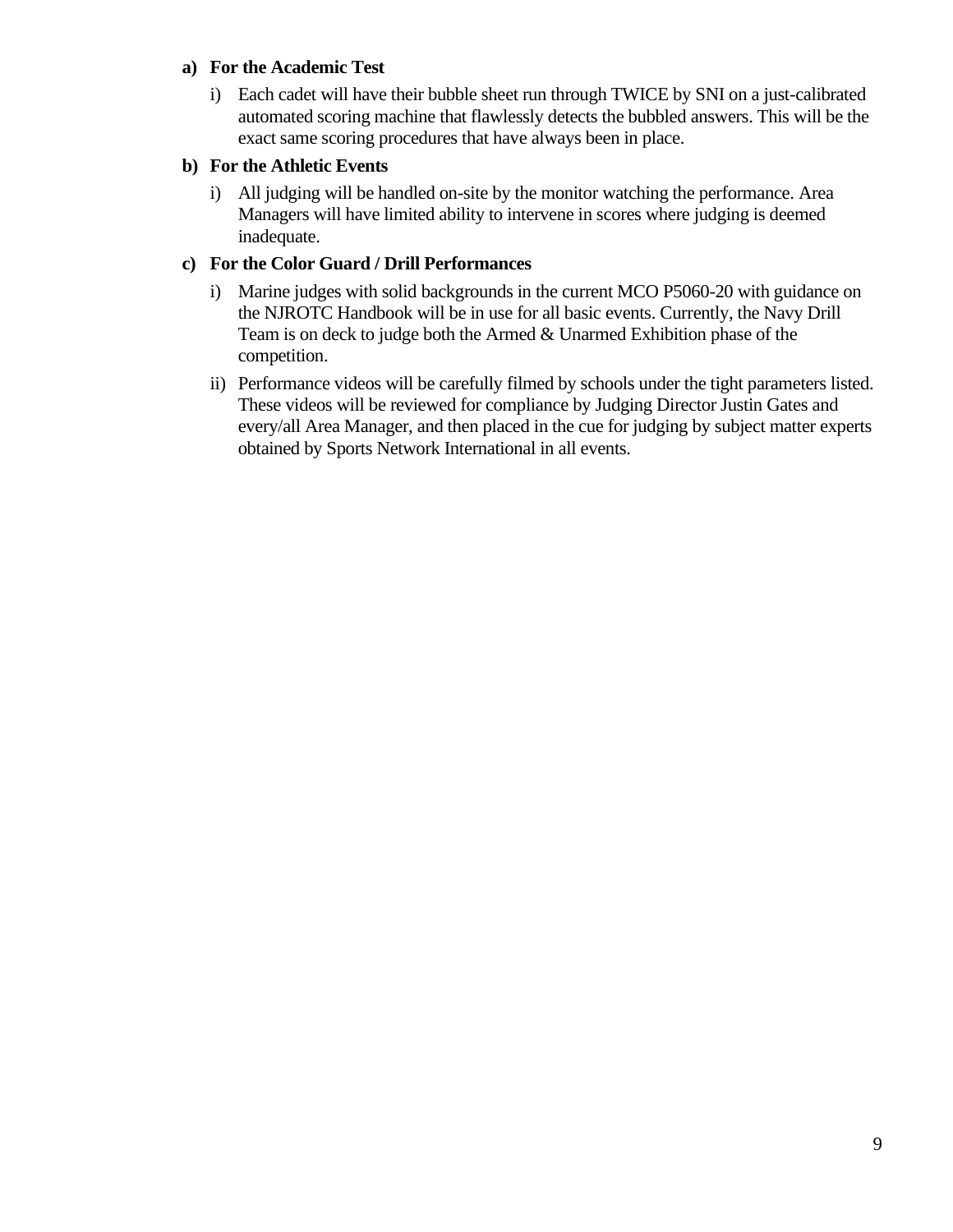a) **For the Academic Test**

   i) Each cadet will have their bubble sheet run through TWICE by SNI on a just-calibrated automated scoring machine that flawlessly detects the bubbled answers. This will be the exact same scoring procedures that have always been in place.

b) **For the Athletic Events**

   i) All judging will be handled on-site by the monitor watching the performance. Area Managers will have limited ability to intervene in scores where judging is deemed inadequate.

c) **For the Color Guard / Drill Performances**

   i) Marine judges with solid backgrounds in the current MCO P5060-20 with guidance on the NJROTC Handbook will be in use for all basic events. Currently, the Navy Drill Team is on deck to judge both the Armed & Unarmed Exhibition phase of the competition.

   ii) Performance videos will be carefully filmed by schools under the tight parameters listed. These videos will be reviewed for compliance by Judging Director Justin Gates and every/all Area Manager, and then placed in the cue for judging by subject matter experts obtained by Sports Network International in all events.